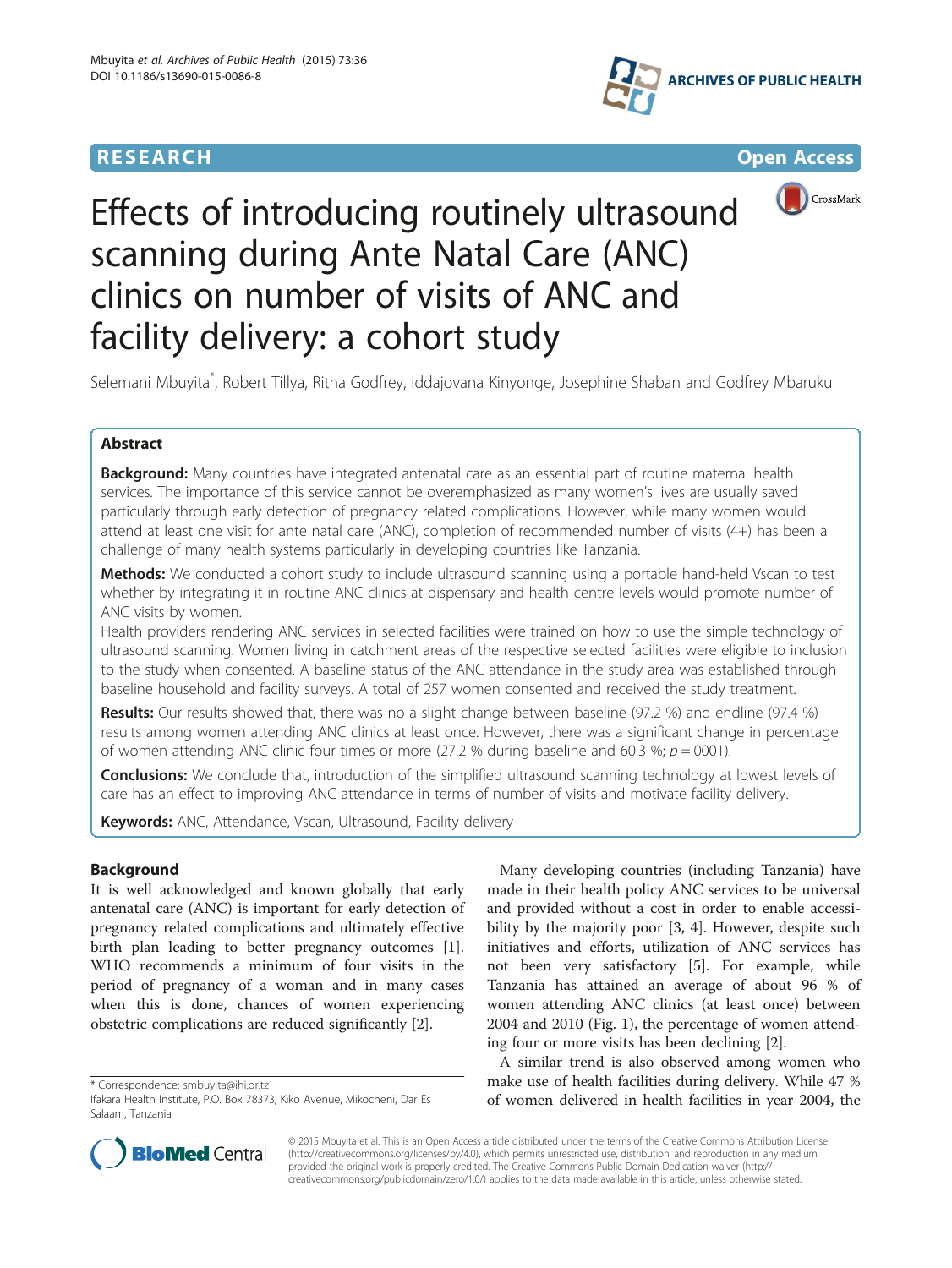RESEARCH Open Access

# Effects of introducing routinely ultrasound scanning during Ante Natal Care (ANC) clinics on number of visits of ANC and facility delivery: a cohort study

Selemani Mbuyita*, Robert Tillya, Ritha Godfrey, Iddajovana Kinyonge, Josephine Shaban and Godfrey Mbaruku

## Abstract

**Background:** Many countries have integrated antenatal care as an essential part of routine maternal health services. The importance of this service cannot be overemphasized as many women's lives are usually saved particularly through early detection of pregnancy related complications. However, while many women would attend at least one visit for ante natal care (ANC), completion of recommended number of visits (4+) has been a challenge of many health systems particularly in developing countries like Tanzania.

**Methods:** We conducted a cohort study to include ultrasound scanning using a portable hand-held Vscan to test whether by integrating it in routine ANC clinics at dispensary and health centre levels would promote number of ANC visits by women.

Health providers rendering ANC services in selected facilities were trained on how to use the simple technology of ultrasound scanning. Women living in catchment areas of the respective selected facilities were eligible to inclusion to the study when consented. A baseline status of the ANC attendance in the study area was established through baseline household and facility surveys. A total of 257 women consented and received the study treatment.

**Results:** Our results showed that, there was no a slight change between baseline (97.2 %) and endline (97.4 %) results among women attending ANC clinics at least once. However, there was a significant change in percentage of women attending ANC clinic four times or more (27.2 % during baseline and 60.3 %; $p = 0001$).

**Conclusions:** We conclude that, introduction of the simplified ultrasound scanning technology at lowest levels of care has an effect to improving ANC attendance in terms of number of visits and motivate facility delivery.

**Keywords:** ANC, Attendance, Vscan, Ultrasound, Facility delivery

## Background

It is well acknowledged and known globally that early antenatal care (ANC) is important for early detection of pregnancy related complications and ultimately effective birth plan leading to better pregnancy outcomes [1]. WHO recommends a minimum of four visits in the period of pregnancy of a woman and in many cases when this is done, chances of women experiencing obstetric complications are reduced significantly [2].

Many developing countries (including Tanzania) have made in their health policy ANC services to be universal and provided without a cost in order to enable accessibility by the majority poor [3, 4]. However, despite such initiatives and efforts, utilization of ANC services has not been very satisfactory [5]. For example, while Tanzania has attained an average of about 96 % of women attending ANC clinics (at least once) between 2004 and 2010 (Fig. 1), the percentage of women attending four or more visits has been declining [2].

A similar trend is also observed among women who make use of health facilities during delivery. While 47 % of women delivered in health facilities in year 2004, the

* Correspondence: smbuyita@ihi.or.tz
Ifakara Health Institute, P.O. Box 78373, Kiko Avenue, Mikocheni, Dar Es Salaam, Tanzania

© 2015 Mbuyita et al. This is an Open Access article distributed under the terms of the Creative Commons Attribution License (http://creativecommons.org/licenses/by/4.0), which permits unrestricted use, distribution, and reproduction in any medium, provided the original work is properly credited. The Creative Commons Public Domain Dedication waiver (http://creativecommons.org/publicdomain/zero/1.0/) applies to the data made available in this article, unless otherwise stated.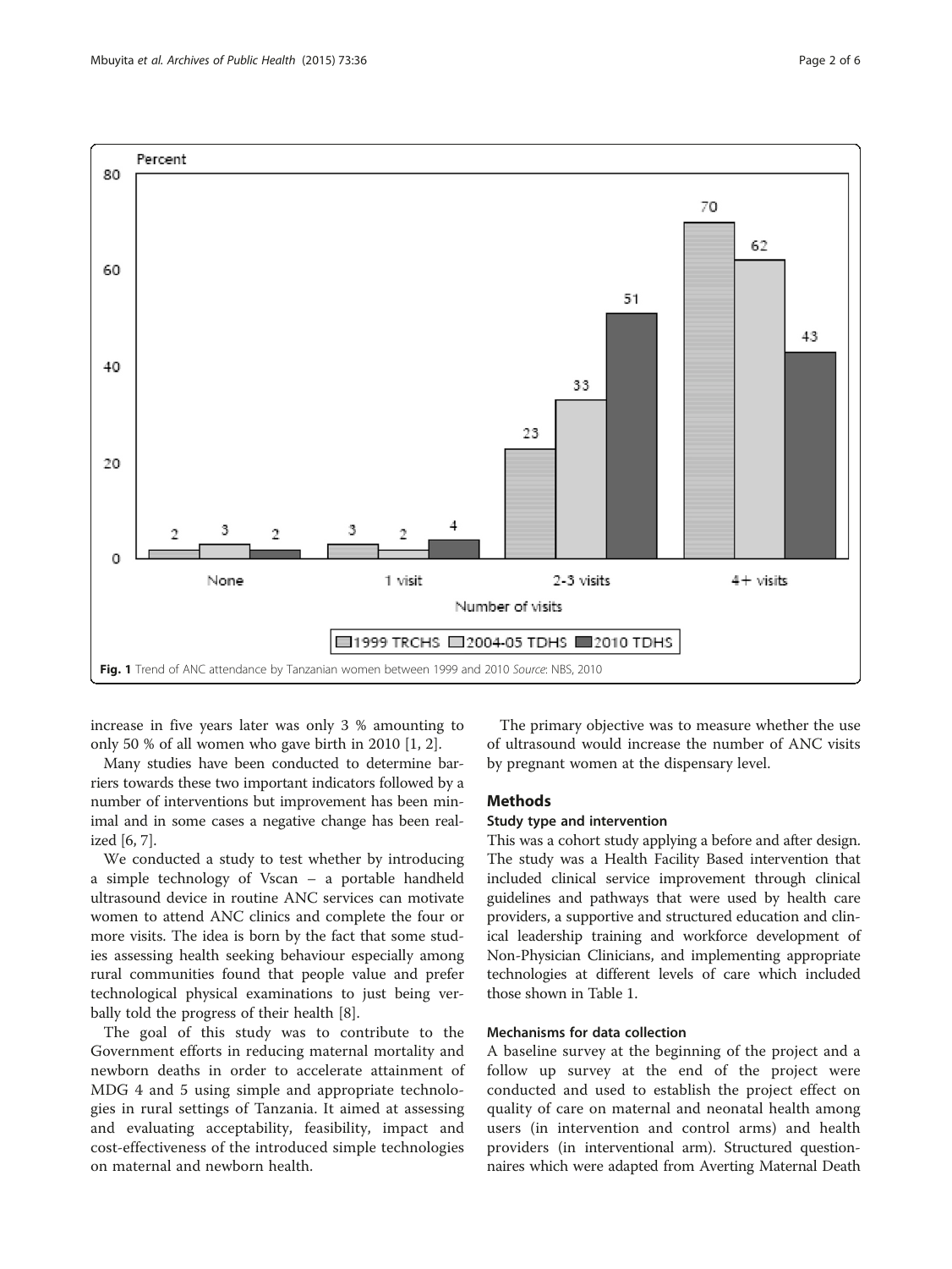Fig. 1 Trend of ANC attendance by Tanzanian women between 1999 and 2010 *Source*: NBS, 2010

increase in five years later was only 3 % amounting to only 50 % of all women who gave birth in 2010 [1, 2].

Many studies have been conducted to determine barriers towards these two important indicators followed by a number of interventions but improvement has been minimal and in some cases a negative change has been realized [6, 7].

We conducted a study to test whether by introducing a simple technology of Vscan – a portable handheld ultrasound device in routine ANC services can motivate women to attend ANC clinics and complete the four or more visits. The idea is born by the fact that some studies assessing health seeking behaviour especially among rural communities found that people value and prefer technological physical examinations to just being verbally told the progress of their health [8].

The goal of this study was to contribute to the Government efforts in reducing maternal mortality and newborn deaths in order to accelerate attainment of MDG 4 and 5 using simple and appropriate technologies in rural settings of Tanzania. It aimed at assessing and evaluating acceptability, feasibility, impact and cost-effectiveness of the introduced simple technologies on maternal and newborn health.

The primary objective was to measure whether the use of ultrasound would increase the number of ANC visits by pregnant women at the dispensary level.

## Methods

### Study type and intervention

This was a cohort study applying a before and after design. The study was a Health Facility Based intervention that included clinical service improvement through clinical guidelines and pathways that were used by health care providers, a supportive and structured education and clinical leadership training and workforce development of Non-Physician Clinicians, and implementing appropriate technologies at different levels of care which included those shown in Table 1.

### Mechanisms for data collection

A baseline survey at the beginning of the project and a follow up survey at the end of the project were conducted and used to establish the project effect on quality of care on maternal and neonatal health among users (in intervention and control arms) and health providers (in interventional arm). Structured questionnaires which were adapted from Averting Maternal Death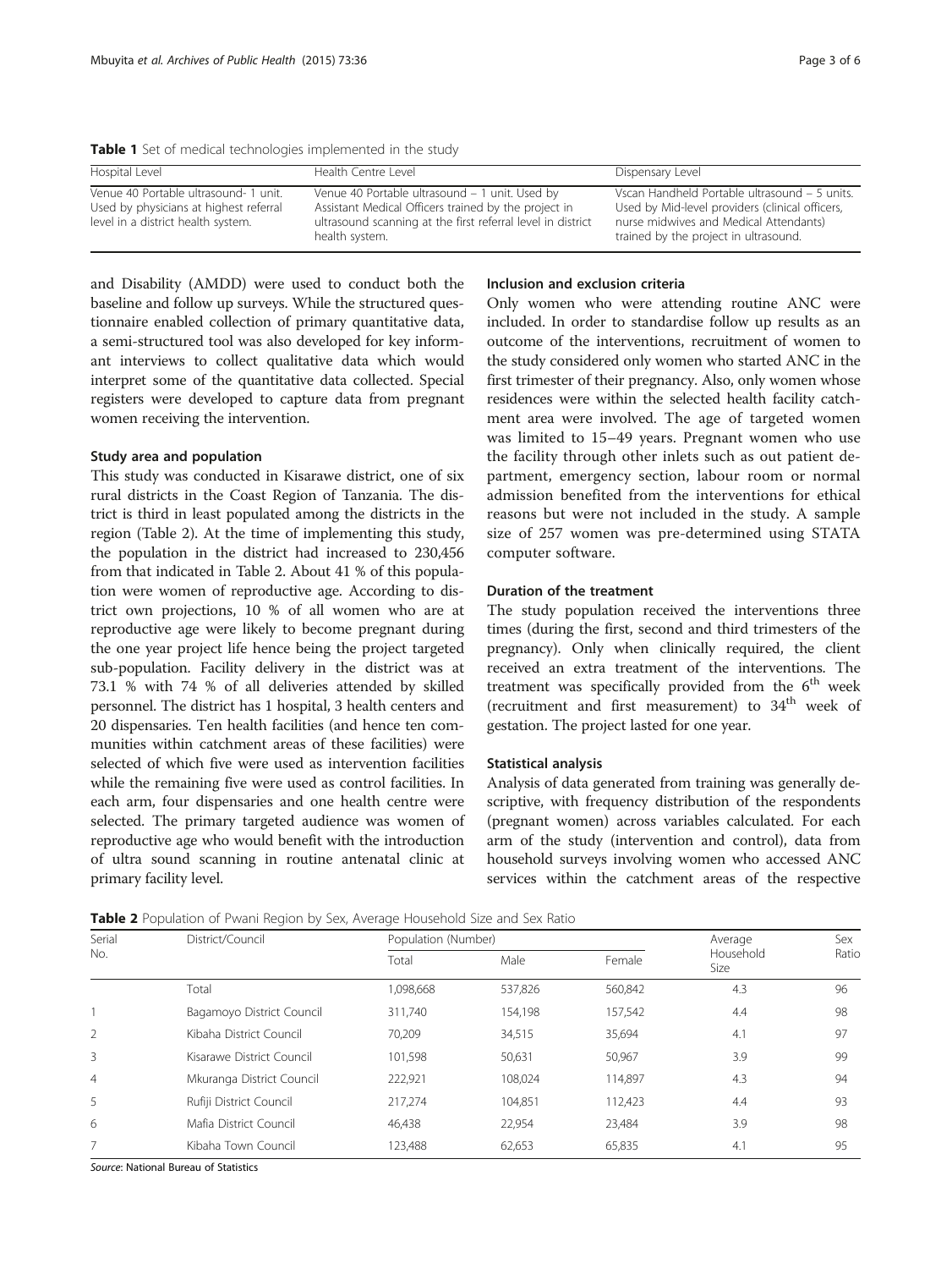**Table 1** Set of medical technologies implemented in the study

| Hospital Level | Health Centre Level | Dispensary Level |
|---|---|---|
| Venue 40 Portable ultrasound- 1 unit. Used by physicians at highest referral level in a district health system. | Venue 40 Portable ultrasound – 1 unit. Used by Assistant Medical Officers trained by the project in ultrasound scanning at the first referral level in district health system. | Vscan Handheld Portable ultrasound – 5 units. Used by Mid-level providers (clinical officers, nurse midwives and Medical Attendants) trained by the project in ultrasound. |

and Disability (AMDD) were used to conduct both the baseline and follow up surveys. While the structured questionnaire enabled collection of primary quantitative data, a semi-structured tool was also developed for key informant interviews to collect qualitative data which would interpret some of the quantitative data collected. Special registers were developed to capture data from pregnant women receiving the intervention.

### Study area and population

This study was conducted in Kisarawe district, one of six rural districts in the Coast Region of Tanzania. The district is third in least populated among the districts in the region (Table 2). At the time of implementing this study, the population in the district had increased to 230,456 from that indicated in Table 2. About 41 % of this population were women of reproductive age. According to district own projections, 10 % of all women who are at reproductive age were likely to become pregnant during the one year project life hence being the project targeted sub-population. Facility delivery in the district was at 73.1 % with 74 % of all deliveries attended by skilled personnel. The district has 1 hospital, 3 health centers and 20 dispensaries. Ten health facilities (and hence ten communities within catchment areas of these facilities) were selected of which five were used as intervention facilities while the remaining five were used as control facilities. In each arm, four dispensaries and one health centre were selected. The primary targeted audience was women of reproductive age who would benefit with the introduction of ultra sound scanning in routine antenatal clinic at primary facility level.

### Inclusion and exclusion criteria

Only women who were attending routine ANC were included. In order to standardise follow up results as an outcome of the interventions, recruitment of women to the study considered only women who started ANC in the first trimester of their pregnancy. Also, only women whose residences were within the selected health facility catchment area were involved. The age of targeted women was limited to 15–49 years. Pregnant women who use the facility through other inlets such as out patient department, emergency section, labour room or normal admission benefited from the interventions for ethical reasons but were not included in the study. A sample size of 257 women was pre-determined using STATA computer software.

### Duration of the treatment

The study population received the interventions three times (during the first, second and third trimesters of the pregnancy). Only when clinically required, the client received an extra treatment of the interventions. The treatment was specifically provided from the 6th week (recruitment and first measurement) to 34th week of gestation. The project lasted for one year.

### Statistical analysis

Analysis of data generated from training was generally descriptive, with frequency distribution of the respondents (pregnant women) across variables calculated. For each arm of the study (intervention and control), data from household surveys involving women who accessed ANC services within the catchment areas of the respective

**Table 2** Population of Pwani Region by Sex, Average Household Size and Sex Ratio

| Serial No. | District/Council | Population (Number) | | | Average Household Size | Sex Ratio |
|---|---|---|---|---|---|---|
| | | Total | Male | Female | | |
| | Total | 1,098,668 | 537,826 | 560,842 | 4.3 | 96 |
| 1 | Bagamoyo District Council | 311,740 | 154,198 | 157,542 | 4.4 | 98 |
| 2 | Kibaha District Council | 70,209 | 34,515 | 35,694 | 4.1 | 97 |
| 3 | Kisarawe District Council | 101,598 | 50,631 | 50,967 | 3.9 | 99 |
| 4 | Mkuranga District Council | 222,921 | 108,024 | 114,897 | 4.3 | 94 |
| 5 | Rufiji District Council | 217,274 | 104,851 | 112,423 | 4.4 | 93 |
| 6 | Mafia District Council | 46,438 | 22,954 | 23,484 | 3.9 | 98 |
| 7 | Kibaha Town Council | 123,488 | 62,653 | 65,835 | 4.1 | 95 |

*Source*: National Bureau of Statistics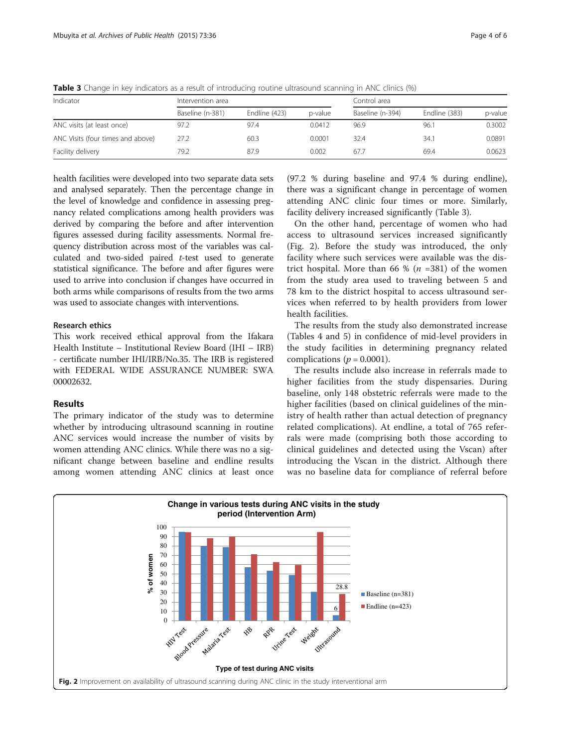**Table 3** Change in key indicators as a result of introducing routine ultrasound scanning in ANC clinics (%)

| Indicator | Intervention area | | | Control area | | |
|---|---|---|---|---|---|---|
| | Baseline (n-381) | Endline (423) | p-value | Baseline (n-394) | Endline (383) | p-value |
| ANC visits (at least once) | 97.2 | 97.4 | 0.0412 | 96.9 | 96.1 | 0.3002 |
| ANC Visits (four times and above) | 27.2 | 60.3 | 0.0001 | 32.4 | 34.1 | 0.0891 |
| Facility delivery | 79.2 | 87.9 | 0.002 | 67.7 | 69.4 | 0.0623 |

health facilities were developed into two separate data sets and analysed separately. Then the percentage change in the level of knowledge and confidence in assessing pregnancy related complications among health providers was derived by comparing the before and after intervention figures assessed during facility assessments. Normal frequency distribution across most of the variables was calculated and two-sided paired *t*-test used to generate statistical significance. The before and after figures were used to arrive into conclusion if changes have occurred in both arms while comparisons of results from the two arms was used to associate changes with interventions.

### Research ethics

This work received ethical approval from the Ifakara Health Institute – Institutional Review Board (IHI – IRB) - certificate number IHI/IRB/No.35. The IRB is registered with FEDERAL WIDE ASSURANCE NUMBER: SWA 00002632.

## Results

The primary indicator of the study was to determine whether by introducing ultrasound scanning in routine ANC services would increase the number of visits by women attending ANC clinics. While there was no a significant change between baseline and endline results among women attending ANC clinics at least once (97.2 % during baseline and 97.4 % during endline), there was a significant change in percentage of women attending ANC clinic four times or more. Similarly, facility delivery increased significantly (Table 3).

On the other hand, percentage of women who had access to ultrasound services increased significantly (Fig. 2). Before the study was introduced, the only facility where such services were available was the district hospital. More than 66 % ($n$ =381) of the women from the study area used to traveling between 5 and 78 km to the district hospital to access ultrasound services when referred to by health providers from lower health facilities.

The results from the study also demonstrated increase (Tables 4 and 5) in confidence of mid-level providers in the study facilities in determining pregnancy related complications ($p = 0.0001$).

The results include also increase in referrals made to higher facilities from the study dispensaries. During baseline, only 148 obstetric referrals were made to the higher facilities (based on clinical guidelines of the ministry of health rather than actual detection of pregnancy related complications). At endline, a total of 765 referrals were made (comprising both those according to clinical guidelines and detected using the Vscan) after introducing the Vscan in the district. Although there was no baseline data for compliance of referral before

**Fig. 2** Improvement on availability of ultrasound scanning during ANC clinic in the study interventional arm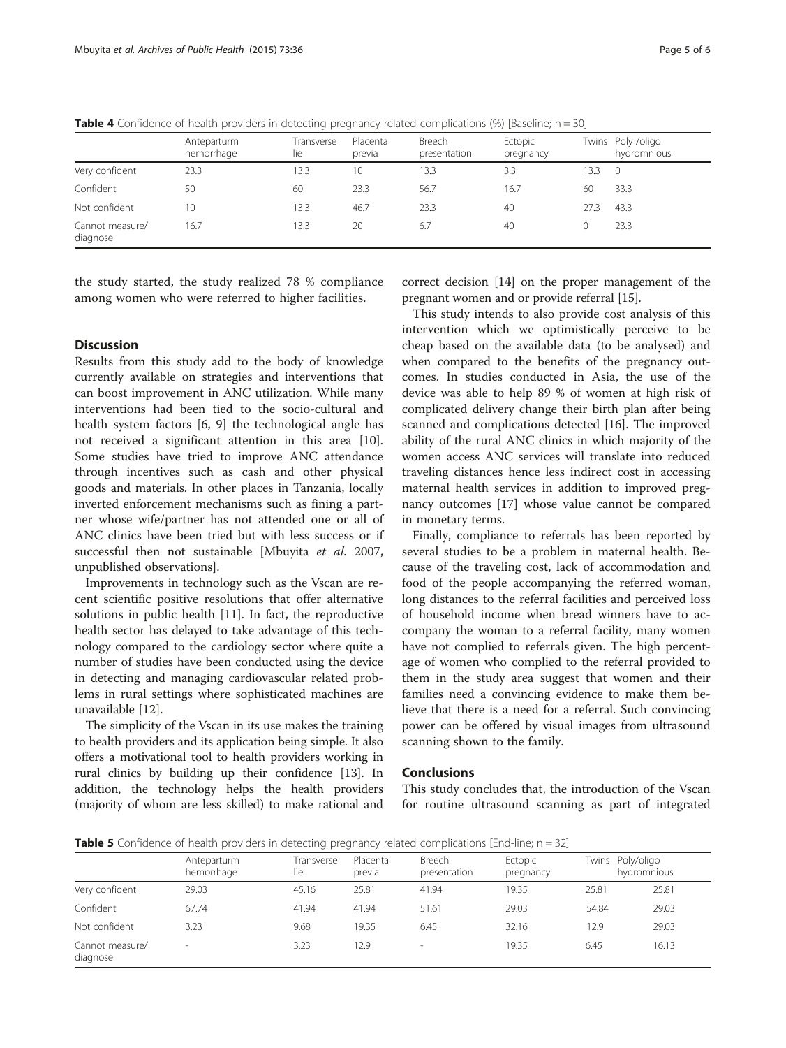**Table 4** Confidence of health providers in detecting pregnancy related complications (%) [Baseline; n = 30]

| | Anteparturm hemorrhage | Transverse lie | Placenta previa | Breech presentation | Ectopic pregnancy | Twins | Poly /oligo hydromnious |
|---|---|---|---|---|---|---|---|
| Very confident | 23.3 | 13.3 | 10 | 13.3 | 3.3 | 13.3 | 0 |
| Confident | 50 | 60 | 23.3 | 56.7 | 16.7 | 60 | 33.3 |
| Not confident | 10 | 13.3 | 46.7 | 23.3 | 40 | 27.3 | 43.3 |
| Cannot measure/ diagnose | 16.7 | 13.3 | 20 | 6.7 | 40 | 0 | 23.3 |

the study started, the study realized 78 % compliance among women who were referred to higher facilities.

## Discussion

Results from this study add to the body of knowledge currently available on strategies and interventions that can boost improvement in ANC utilization. While many interventions had been tied to the socio-cultural and health system factors [6, 9] the technological angle has not received a significant attention in this area [10]. Some studies have tried to improve ANC attendance through incentives such as cash and other physical goods and materials. In other places in Tanzania, locally inverted enforcement mechanisms such as fining a partner whose wife/partner has not attended one or all of ANC clinics have been tried but with less success or if successful then not sustainable [Mbuyita *et al.* 2007, unpublished observations].

Improvements in technology such as the Vscan are recent scientific positive resolutions that offer alternative solutions in public health [11]. In fact, the reproductive health sector has delayed to take advantage of this technology compared to the cardiology sector where quite a number of studies have been conducted using the device in detecting and managing cardiovascular related problems in rural settings where sophisticated machines are unavailable [12].

The simplicity of the Vscan in its use makes the training to health providers and its application being simple. It also offers a motivational tool to health providers working in rural clinics by building up their confidence [13]. In addition, the technology helps the health providers (majority of whom are less skilled) to make rational and correct decision [14] on the proper management of the pregnant women and or provide referral [15].

This study intends to also provide cost analysis of this intervention which we optimistically perceive to be cheap based on the available data (to be analysed) and when compared to the benefits of the pregnancy outcomes. In studies conducted in Asia, the use of the device was able to help 89 % of women at high risk of complicated delivery change their birth plan after being scanned and complications detected [16]. The improved ability of the rural ANC clinics in which majority of the women access ANC services will translate into reduced traveling distances hence less indirect cost in accessing maternal health services in addition to improved pregnancy outcomes [17] whose value cannot be compared in monetary terms.

Finally, compliance to referrals has been reported by several studies to be a problem in maternal health. Because of the traveling cost, lack of accommodation and food of the people accompanying the referred woman, long distances to the referral facilities and perceived loss of household income when bread winners have to accompany the woman to a referral facility, many women have not complied to referrals given. The high percentage of women who complied to the referral provided to them in the study area suggest that women and their families need a convincing evidence to make them believe that there is a need for a referral. Such convincing power can be offered by visual images from ultrasound scanning shown to the family.

## Conclusions

This study concludes that, the introduction of the Vscan for routine ultrasound scanning as part of integrated

**Table 5** Confidence of health providers in detecting pregnancy related complications [End-line; n = 32]

| | Anteparturm hemorrhage | Transverse lie | Placenta previa | Breech presentation | Ectopic pregnancy | Twins | Poly/oligo hydromnious |
|---|---|---|---|---|---|---|---|
| Very confident | 29.03 | 45.16 | 25.81 | 41.94 | 19.35 | 25.81 | 25.81 |
| Confident | 67.74 | 41.94 | 41.94 | 51.61 | 29.03 | 54.84 | 29.03 |
| Not confident | 3.23 | 9.68 | 19.35 | 6.45 | 32.16 | 12.9 | 29.03 |
| Cannot measure/ diagnose | - | 3.23 | 12.9 | - | 19.35 | 6.45 | 16.13 |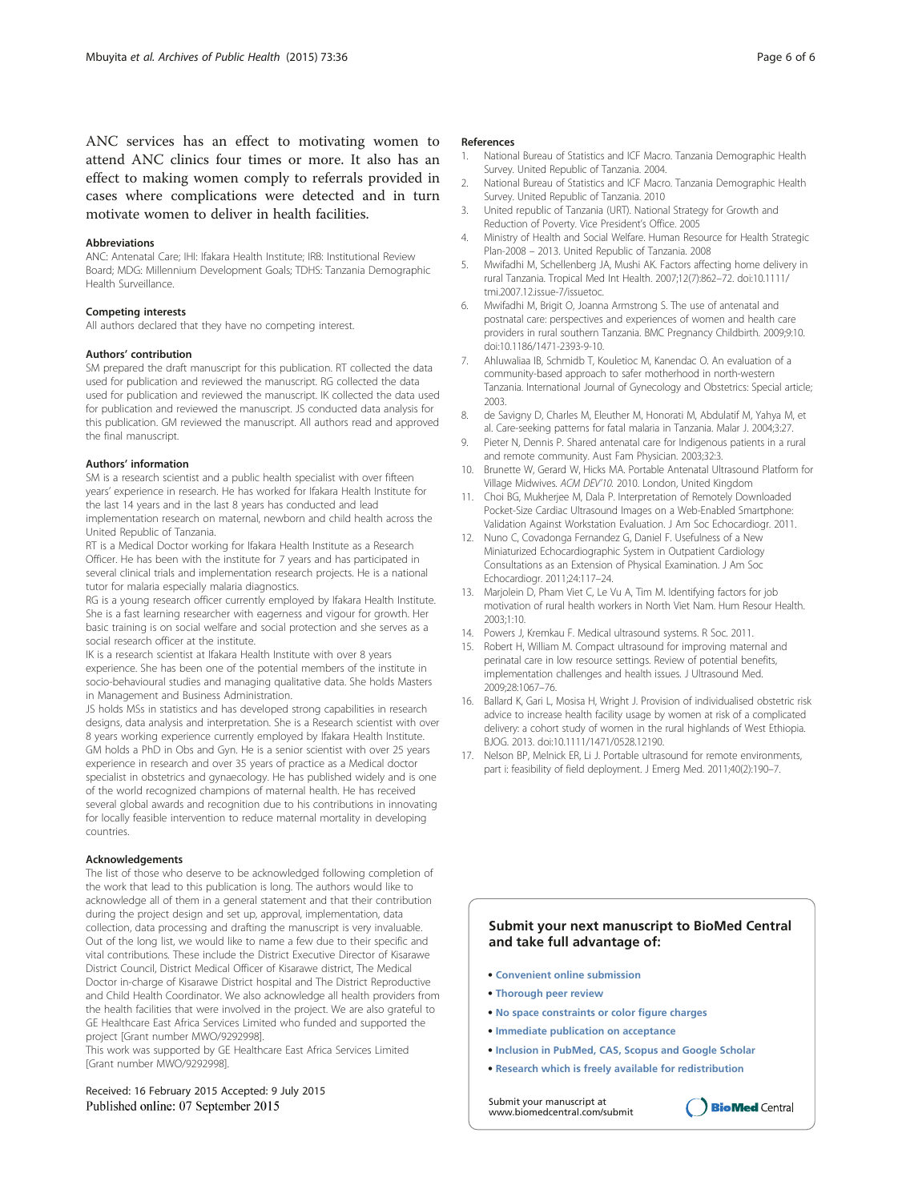ANC services has an effect to motivating women to attend ANC clinics four times or more. It also has an effect to making women comply to referrals provided in cases where complications were detected and in turn motivate women to deliver in health facilities.

#### Abbreviations

ANC: Antenatal Care; IHI: Ifakara Health Institute; IRB: Institutional Review Board; MDG: Millennium Development Goals; TDHS: Tanzania Demographic Health Surveillance.

#### Competing interests

All authors declared that they have no competing interest.

#### Authors' contribution

SM prepared the draft manuscript for this publication. RT collected the data used for publication and reviewed the manuscript. RG collected the data used for publication and reviewed the manuscript. IK collected the data used for publication and reviewed the manuscript. JS conducted data analysis for this publication. GM reviewed the manuscript. All authors read and approved the final manuscript.

#### Authors' information

SM is a research scientist and a public health specialist with over fifteen years' experience in research. He has worked for Ifakara Health Institute for the last 14 years and in the last 8 years has conducted and lead implementation research on maternal, newborn and child health across the United Republic of Tanzania.

RT is a Medical Doctor working for Ifakara Health Institute as a Research Officer. He has been with the institute for 7 years and has participated in several clinical trials and implementation research projects. He is a national tutor for malaria especially malaria diagnostics.

RG is a young research officer currently employed by Ifakara Health Institute. She is a fast learning researcher with eagerness and vigour for growth. Her basic training is on social welfare and social protection and she serves as a social research officer at the institute.

IK is a research scientist at Ifakara Health Institute with over 8 years experience. She has been one of the potential members of the institute in socio-behavioural studies and managing qualitative data. She holds Masters in Management and Business Administration.

JS holds MSs in statistics and has developed strong capabilities in research designs, data analysis and interpretation. She is a Research scientist with over 8 years working experience currently employed by Ifakara Health Institute.

GM holds a PhD in Obs and Gyn. He is a senior scientist with over 25 years experience in research and over 35 years of practice as a Medical doctor specialist in obstetrics and gynaecology. He has published widely and is one of the world recognized champions of maternal health. He has received several global awards and recognition due to his contributions in innovating for locally feasible intervention to reduce maternal mortality in developing countries.

#### Acknowledgements

The list of those who deserve to be acknowledged following completion of the work that lead to this publication is long. The authors would like to acknowledge all of them in a general statement and that their contribution during the project design and set up, approval, implementation, data collection, data processing and drafting the manuscript is very invaluable. Out of the long list, we would like to name a few due to their specific and vital contributions. These include the District Executive Director of Kisarawe District Council, District Medical Officer of Kisarawe district, The Medical Doctor in-charge of Kisarawe District hospital and The District Reproductive and Child Health Coordinator. We also acknowledge all health providers from the health facilities that were involved in the project. We are also grateful to GE Healthcare East Africa Services Limited who funded and supported the project [Grant number MWO/9292998].

This work was supported by GE Healthcare East Africa Services Limited [Grant number MWO/9292998].

Received: 16 February 2015 Accepted: 9 July 2015
Published online: 07 September 2015

#### References

1. National Bureau of Statistics and ICF Macro. Tanzania Demographic Health Survey. United Republic of Tanzania. 2004.
2. National Bureau of Statistics and ICF Macro. Tanzania Demographic Health Survey. United Republic of Tanzania. 2010
3. United republic of Tanzania (URT). National Strategy for Growth and Reduction of Poverty. Vice President's Office. 2005
4. Ministry of Health and Social Welfare. Human Resource for Health Strategic Plan-2008 – 2013. United Republic of Tanzania. 2008
5. Mwifadhi M, Schellenberg JA, Mushi AK. Factors affecting home delivery in rural Tanzania. Tropical Med Int Health. 2007;12(7):862–72. doi:10.1111/tmi.2007.12.issue-7/issuetoc.
6. Mwifadhi M, Brigit O, Joanna Armstrong S. The use of antenatal and postnatal care: perspectives and experiences of women and health care providers in rural southern Tanzania. BMC Pregnancy Childbirth. 2009;9:10. doi:10.1186/1471-2393-9-10.
7. Ahluwaliaa IB, Schmidb T, Kouletioc M, Kanendac O. An evaluation of a community-based approach to safer motherhood in north-western Tanzania. International Journal of Gynecology and Obstetrics: Special article; 2003.
8. de Savigny D, Charles M, Eleuther M, Honorati M, Abdulatif M, Yahya M, et al. Care-seeking patterns for fatal malaria in Tanzania. Malar J. 2004;3:27.
9. Pieter N, Dennis P. Shared antenatal care for Indigenous patients in a rural and remote community. Aust Fam Physician. 2003;32:3.
10. Brunette W, Gerard W, Hicks MA. Portable Antenatal Ultrasound Platform for Village Midwives. *ACM DEV'10*. 2010. London, United Kingdom
11. Choi BG, Mukherjee M, Dala P. Interpretation of Remotely Downloaded Pocket-Size Cardiac Ultrasound Images on a Web-Enabled Smartphone: Validation Against Workstation Evaluation. J Am Soc Echocardiogr. 2011.
12. Nuno C, Covadonga Fernandez G, Daniel F. Usefulness of a New Miniaturized Echocardiographic System in Outpatient Cardiology Consultations as an Extension of Physical Examination. J Am Soc Echocardiogr. 2011;24:117–24.
13. Marjolein D, Pham Viet C, Le Vu A, Tim M. Identifying factors for job motivation of rural health workers in North Viet Nam. Hum Resour Health. 2003;1:10.
14. Powers J, Kremkau F. Medical ultrasound systems. R Soc. 2011.
15. Robert H, William M. Compact ultrasound for improving maternal and perinatal care in low resource settings. Review of potential benefits, implementation challenges and health issues. J Ultrasound Med. 2009;28:1067–76.
16. Ballard K, Gari L, Mosisa H, Wright J. Provision of individualised obstetric risk advice to increase health facility usage by women at risk of a complicated delivery: a cohort study of women in the rural highlands of West Ethiopia. BJOG. 2013. doi:10.1111/1471/0528.12190.
17. Nelson BP, Melnick ER, Li J. Portable ultrasound for remote environments, part i: feasibility of field deployment. J Emerg Med. 2011;40(2):190–7.

**Submit your next manuscript to BioMed Central and take full advantage of:**

- **Convenient online submission**
- **Thorough peer review**
- **No space constraints or color figure charges**
- **Immediate publication on acceptance**
- **Inclusion in PubMed, CAS, Scopus and Google Scholar**
- **Research which is freely available for redistribution**

Submit your manuscript at
www.biomedcentral.com/submit

BioMed Central